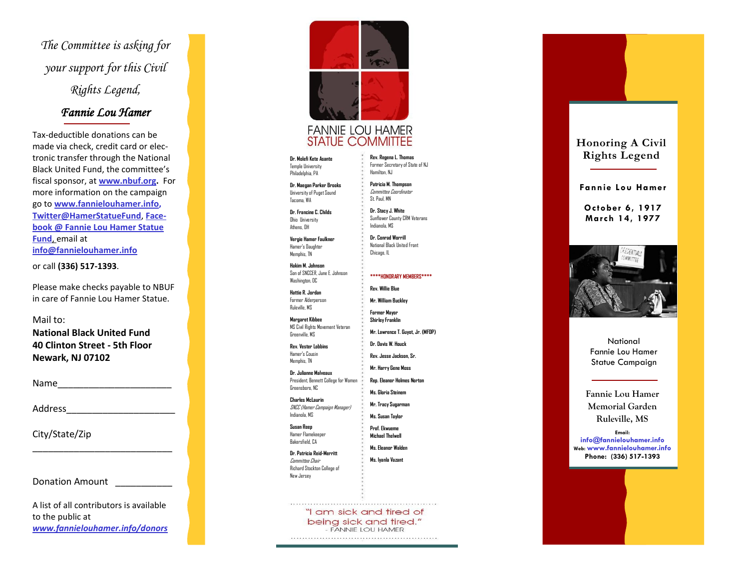*The Committee is asking for your support for this Civil Rights Legend,*

***Fannie Lou Hamer***

Tax-deductible donations can be made via check, credit card or electronic transfer through the National Black United Fund, the committee's fiscal sponsor, at **www.nbuf.org**. For more information on the campaign go to **www.fannielouhamer.info**, **Twitter@HamerStatueFund**, **Facebook @ Fannie Lou Hamer Statue Fund**, email at **info@fannielouhamer.info**

or call **(336) 517-1393**.

Please make checks payable to NBUF in care of Fannie Lou Hamer Statue.

Mail to:
**National Black United Fund**
**40 Clinton Street - 5th Floor**
**Newark, NJ 07102**

Name______________________

Address_____________________

City/State/Zip

___________________________

Donation Amount __________

A list of all contributors is available to the public at ***www.fannielouhamer.info/donors***

# FANNIE LOU HAMER STATUE COMMITTEE

**Dr. Molefi Kete Asante**
Temple University
Philadelphia, PA

**Dr. Maegan Parker Brooks**
University of Puget Sound
Tacoma, WA

**Dr. Francine C. Childs**
Ohio University
Athens, OH

**Vergie Hamer Faulkner**
Hamer's Daughter
Memphis, TN

**Hakim M. Johnson**
Son of SNCCER, June E. Johnson
Washington, DC

**Hattie R. Jordan**
Former Alderperson
Ruleville, MS

**Margaret Kibbee**
MS Civil Rights Movement Veteran
Greenville, MS

**Rev. Vester Lobbins**
Hamer's Cousin
Memphis, TN

**Dr. Julianne Malveaux**
President, Bennett College for Women
Greensboro, NC

**Charles McLaurin**
*SNCC (Hamer Campaign Manager)*
Indianola, MS

**Susan Reep**
Hamer Flamekeeper
Bakersfield, CA

**Dr. Patricia Reid-Merritt**
*Committee Chair*
Richard Stockton College of New Jersey

**Rev. Regena L. Thomas**
Former Secretary of State of NJ
Hamilton, NJ

**Patricia M. Thompson**
*Committee Coordinator*
St. Paul, MN

**Dr. Stacy J. White**
Sunflower County CRM Veterans
Indianola, MS

**Dr. Conrad Worrill**
National Black United Front
Chicago, IL

**\*\*\*\*HONORARY MEMBERS\*\*\*\***

**Rev. Willie Blue**

**Mr. William Buckley**

**Former Mayor Shirley Franklin**

**Mr. Lawrence T. Guyot, Jr. (MFDP)**

**Dr. Davis W. Houck**

**Rev. Jesse Jackson, Sr.**

**Mr. Harry Gene Moss**

**Rep. Eleanor Holmes Norton**

**Ms. Gloria Steinem**

**Mr. Tracy Sugarman**

**Ms. Susan Taylor**

**Prof. Ekwueme Michael Thelwell**

**Ms. Eleanor Walden**

**Ms. Iyanla Vazant**

"I am sick and tired of being sick and tired."
- FANNIE LOU HAMER

# Honoring A Civil Rights Legend

**Fannie Lou Hamer**

**October 6, 1917**
**March 14, 1977**

National Fannie Lou Hamer Statue Campaign

Fannie Lou Hamer Memorial Garden
Ruleville, MS

**Email:** **info@fannielouhamer.info**
**Web:** **www.fannielouhamer.info**
**Phone: (336) 517-1393**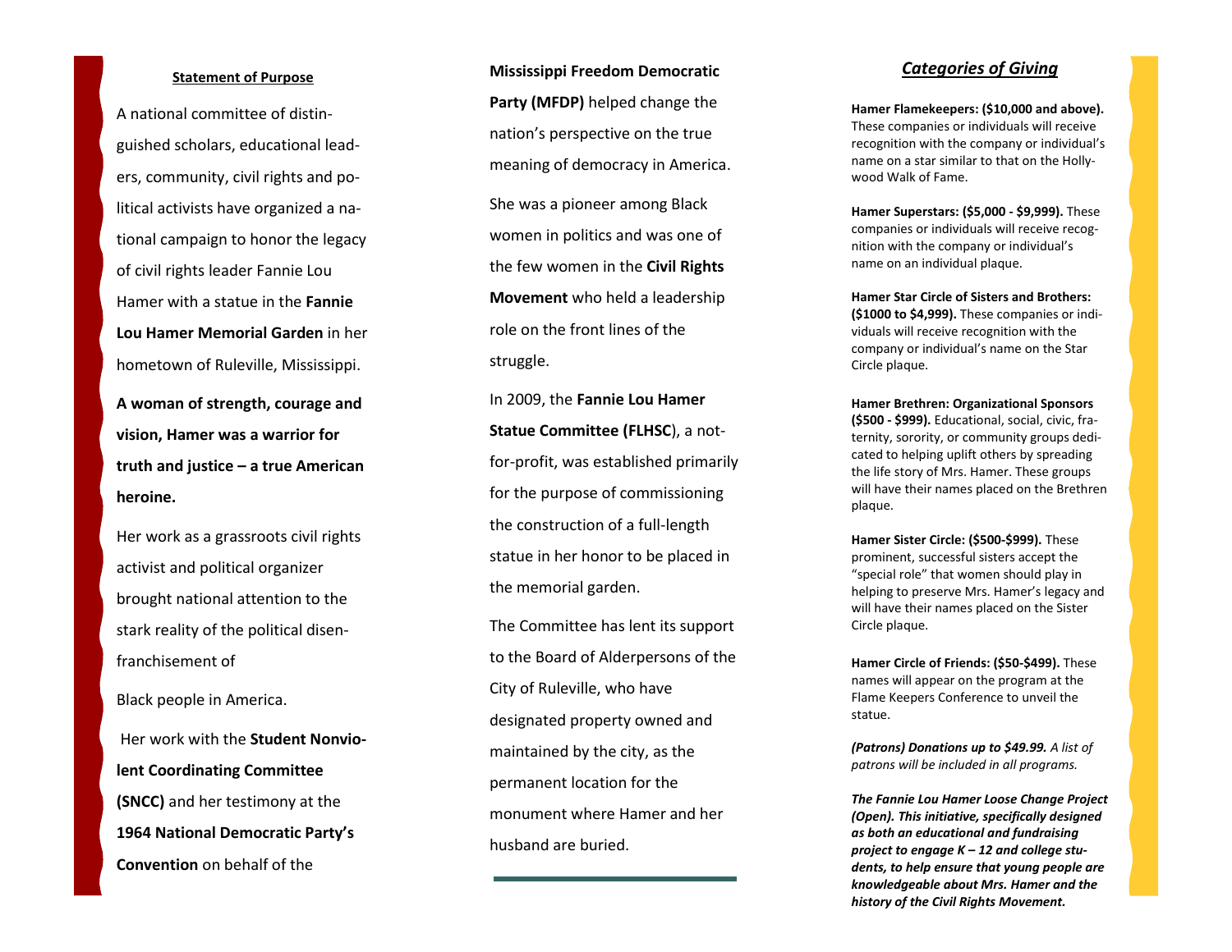**Statement of Purpose**

A national committee of distinguished scholars, educational leaders, community, civil rights and political activists have organized a national campaign to honor the legacy of civil rights leader Fannie Lou Hamer with a statue in the **Fannie Lou Hamer Memorial Garden** in her hometown of Ruleville, Mississippi.

**A woman of strength, courage and vision, Hamer was a warrior for truth and justice – a true American heroine.**

Her work as a grassroots civil rights activist and political organizer brought national attention to the stark reality of the political disenfranchisement of

Black people in America.

Her work with the **Student Nonviolent Coordinating Committee (SNCC)** and her testimony at the **1964 National Democratic Party's Convention** on behalf of the **Mississippi Freedom Democratic Party (MFDP)** helped change the nation's perspective on the true meaning of democracy in America.

She was a pioneer among Black women in politics and was one of the few women in the **Civil Rights Movement** who held a leadership role on the front lines of the struggle.

In 2009, the **Fannie Lou Hamer Statue Committee (FLHSC**), a not-for-profit, was established primarily for the purpose of commissioning the construction of a full-length statue in her honor to be placed in the memorial garden.

The Committee has lent its support to the Board of Alderpersons of the City of Ruleville, who have designated property owned and maintained by the city, as the permanent location for the monument where Hamer and her husband are buried.

## ***Categories of Giving***

**Hamer Flamekeepers: ($10,000 and above).** These companies or individuals will receive recognition with the company or individual's name on a star similar to that on the Hollywood Walk of Fame.

**Hamer Superstars: ($5,000 - $9,999).** These companies or individuals will receive recognition with the company or individual's name on an individual plaque.

**Hamer Star Circle of Sisters and Brothers: ($1000 to $4,999).** These companies or individuals will receive recognition with the company or individual's name on the Star Circle plaque.

**Hamer Brethren: Organizational Sponsors ($500 - $999).** Educational, social, civic, fraternity, sorority, or community groups dedicated to helping uplift others by spreading the life story of Mrs. Hamer. These groups will have their names placed on the Brethren plaque.

**Hamer Sister Circle: ($500-$999).** These prominent, successful sisters accept the "special role" that women should play in helping to preserve Mrs. Hamer's legacy and will have their names placed on the Sister Circle plaque.

**Hamer Circle of Friends: ($50-$499).** These names will appear on the program at the Flame Keepers Conference to unveil the statue.

***(Patrons) Donations up to $49.99.*** *A list of patrons will be included in all programs.*

***The Fannie Lou Hamer Loose Change Project (Open). This initiative, specifically designed as both an educational and fundraising project to engage K – 12 and college students, to help ensure that young people are knowledgeable about Mrs. Hamer and the history of the Civil Rights Movement.***